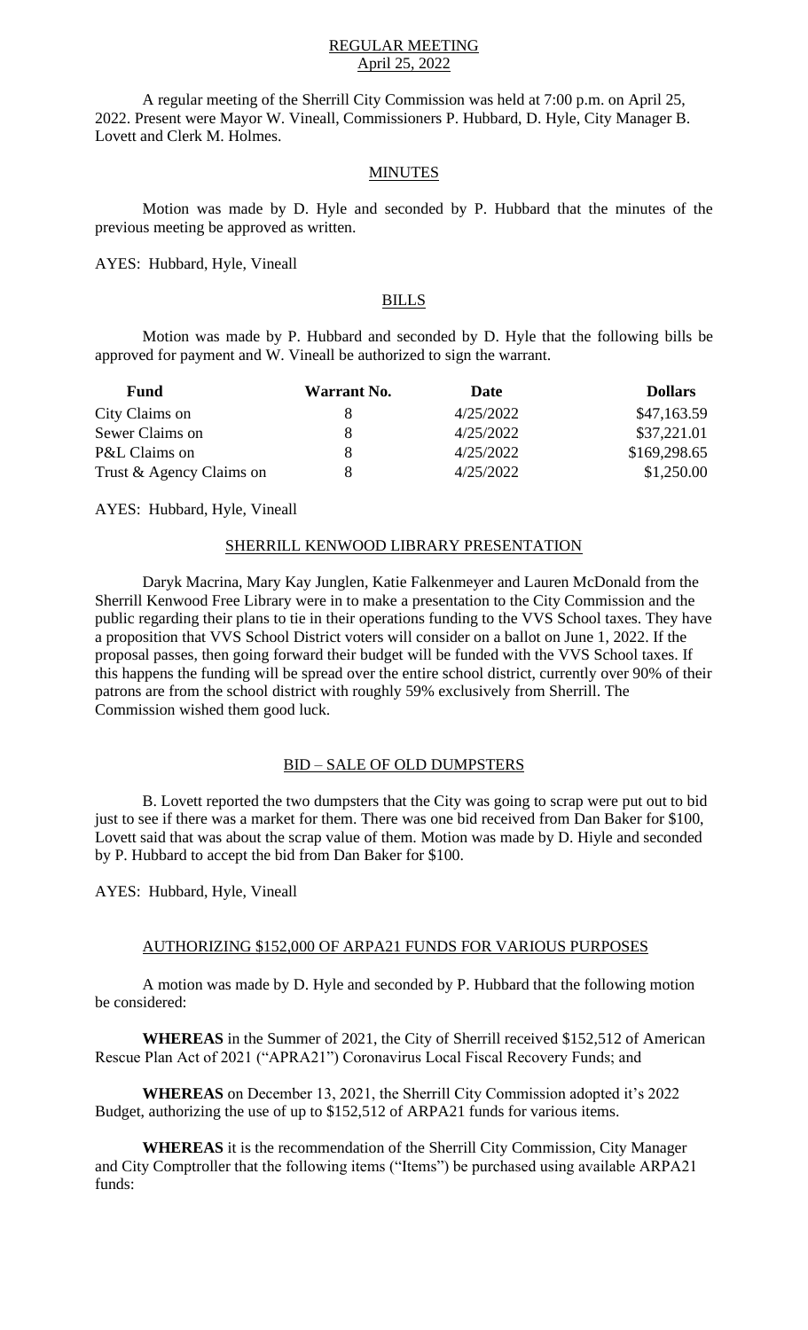# REGULAR MEETING
## April 25, 2022

A regular meeting of the Sherrill City Commission was held at 7:00 p.m. on April 25, 2022. Present were Mayor W. Vineall, Commissioners P. Hubbard, D. Hyle, City Manager B. Lovett and Clerk M. Holmes.

## MINUTES

Motion was made by D. Hyle and seconded by P. Hubbard that the minutes of the previous meeting be approved as written.

AYES: Hubbard, Hyle, Vineall

## BILLS

Motion was made by P. Hubbard and seconded by D. Hyle that the following bills be approved for payment and W. Vineall be authorized to sign the warrant.

| Fund | Warrant No. | Date | Dollars |
|---|---|---|---|
| City Claims on | 8 | 4/25/2022 | $47,163.59 |
| Sewer Claims on | 8 | 4/25/2022 | $37,221.01 |
| P&L Claims on | 8 | 4/25/2022 | $169,298.65 |
| Trust & Agency Claims on | 8 | 4/25/2022 | $1,250.00 |

AYES: Hubbard, Hyle, Vineall

## SHERRILL KENWOOD LIBRARY PRESENTATION

Daryk Macrina, Mary Kay Junglen, Katie Falkenmeyer and Lauren McDonald from the Sherrill Kenwood Free Library were in to make a presentation to the City Commission and the public regarding their plans to tie in their operations funding to the VVS School taxes. They have a proposition that VVS School District voters will consider on a ballot on June 1, 2022. If the proposal passes, then going forward their budget will be funded with the VVS School taxes. If this happens the funding will be spread over the entire school district, currently over 90% of their patrons are from the school district with roughly 59% exclusively from Sherrill. The Commission wished them good luck.

## BID – SALE OF OLD DUMPSTERS

B. Lovett reported the two dumpsters that the City was going to scrap were put out to bid just to see if there was a market for them. There was one bid received from Dan Baker for $100, Lovett said that was about the scrap value of them. Motion was made by D. Hiyle and seconded by P. Hubbard to accept the bid from Dan Baker for $100.

AYES: Hubbard, Hyle, Vineall

## AUTHORIZING $152,000 OF ARPA21 FUNDS FOR VARIOUS PURPOSES

A motion was made by D. Hyle and seconded by P. Hubbard that the following motion be considered:

**WHEREAS** in the Summer of 2021, the City of Sherrill received $152,512 of American Rescue Plan Act of 2021 ("APRA21") Coronavirus Local Fiscal Recovery Funds; and

**WHEREAS** on December 13, 2021, the Sherrill City Commission adopted it's 2022 Budget, authorizing the use of up to $152,512 of ARPA21 funds for various items.

**WHEREAS** it is the recommendation of the Sherrill City Commission, City Manager and City Comptroller that the following items ("Items") be purchased using available ARPA21 funds: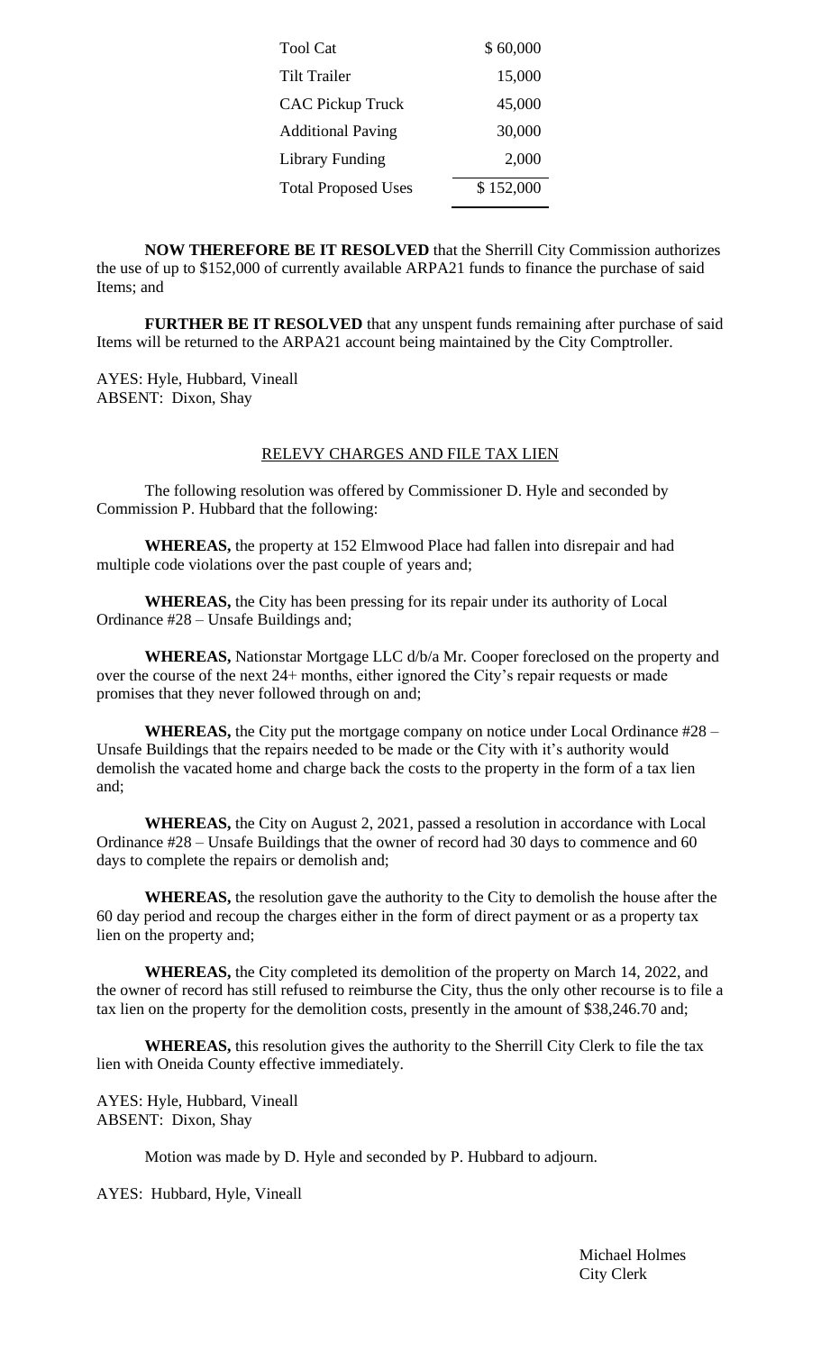| | |
|---|---|
| Tool Cat | $ 60,000 |
| Tilt Trailer | 15,000 |
| CAC Pickup Truck | 45,000 |
| Additional Paving | 30,000 |
| Library Funding | 2,000 |
| Total Proposed Uses | $ 152,000 |

**NOW THEREFORE BE IT RESOLVED** that the Sherrill City Commission authorizes the use of up to $152,000 of currently available ARPA21 funds to finance the purchase of said Items; and

**FURTHER BE IT RESOLVED** that any unspent funds remaining after purchase of said Items will be returned to the ARPA21 account being maintained by the City Comptroller.

AYES: Hyle, Hubbard, Vineall
ABSENT: Dixon, Shay

## RELEVY CHARGES AND FILE TAX LIEN

The following resolution was offered by Commissioner D. Hyle and seconded by Commission P. Hubbard that the following:

**WHEREAS,** the property at 152 Elmwood Place had fallen into disrepair and had multiple code violations over the past couple of years and;

**WHEREAS,** the City has been pressing for its repair under its authority of Local Ordinance #28 – Unsafe Buildings and;

**WHEREAS,** Nationstar Mortgage LLC d/b/a Mr. Cooper foreclosed on the property and over the course of the next 24+ months, either ignored the City's repair requests or made promises that they never followed through on and;

**WHEREAS,** the City put the mortgage company on notice under Local Ordinance #28 – Unsafe Buildings that the repairs needed to be made or the City with it's authority would demolish the vacated home and charge back the costs to the property in the form of a tax lien and;

**WHEREAS,** the City on August 2, 2021, passed a resolution in accordance with Local Ordinance #28 – Unsafe Buildings that the owner of record had 30 days to commence and 60 days to complete the repairs or demolish and;

**WHEREAS,** the resolution gave the authority to the City to demolish the house after the 60 day period and recoup the charges either in the form of direct payment or as a property tax lien on the property and;

**WHEREAS,** the City completed its demolition of the property on March 14, 2022, and the owner of record has still refused to reimburse the City, thus the only other recourse is to file a tax lien on the property for the demolition costs, presently in the amount of $38,246.70 and;

**WHEREAS,** this resolution gives the authority to the Sherrill City Clerk to file the tax lien with Oneida County effective immediately.

AYES: Hyle, Hubbard, Vineall
ABSENT: Dixon, Shay

Motion was made by D. Hyle and seconded by P. Hubbard to adjourn.

AYES: Hubbard, Hyle, Vineall

Michael Holmes
City Clerk